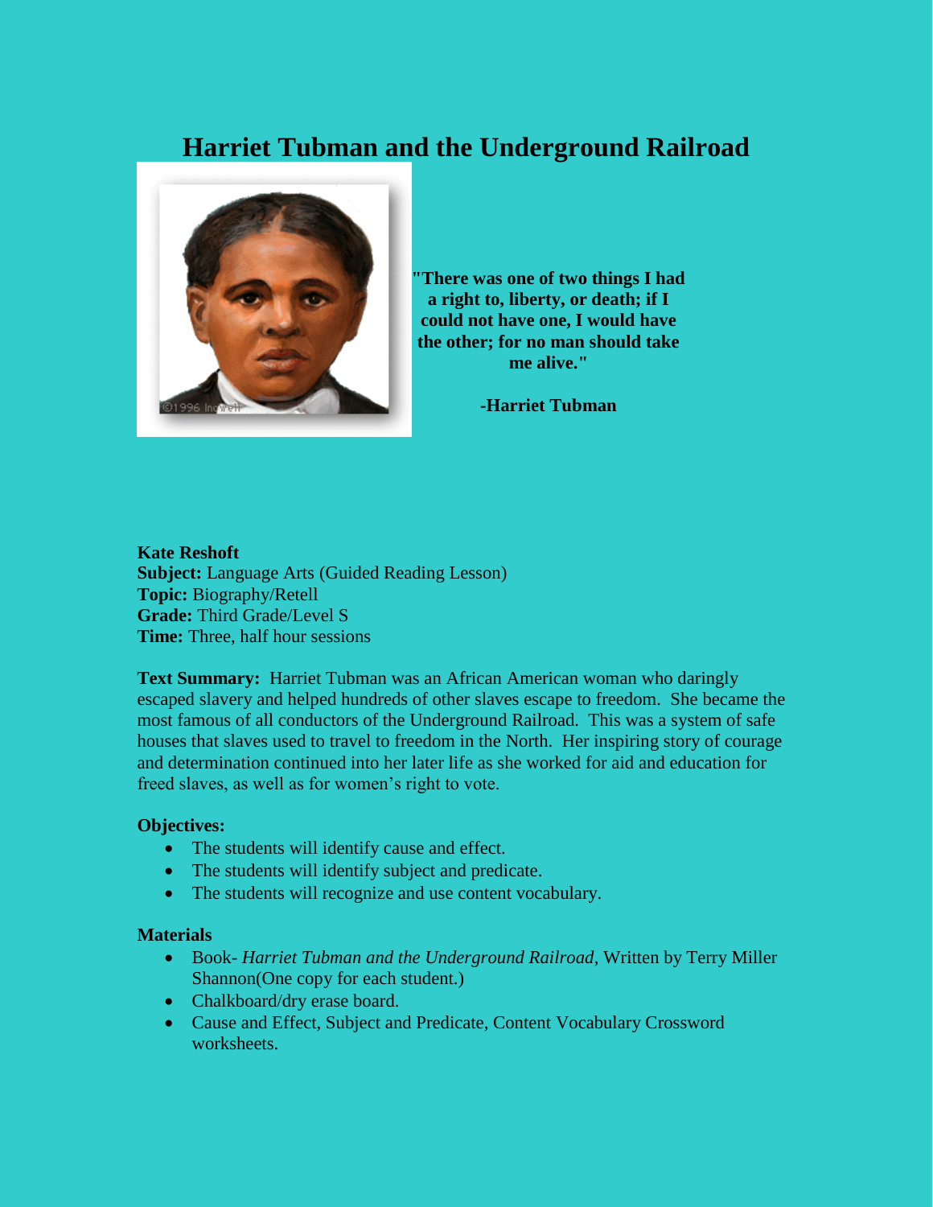# Harriet Tubman and the Underground Railroad

**"There was one of two things I had a right to, liberty, or death; if I could not have one, I would have the other; for no man should take me alive."**

**-Harriet Tubman**

**Kate Reshoft**
**Subject:** Language Arts (Guided Reading Lesson)
**Topic:** Biography/Retell
**Grade:** Third Grade/Level S
**Time:** Three, half hour sessions

**Text Summary:** Harriet Tubman was an African American woman who daringly escaped slavery and helped hundreds of other slaves escape to freedom. She became the most famous of all conductors of the Underground Railroad. This was a system of safe houses that slaves used to travel to freedom in the North. Her inspiring story of courage and determination continued into her later life as she worked for aid and education for freed slaves, as well as for women's right to vote.

**Objectives:**

- The students will identify cause and effect.
- The students will identify subject and predicate.
- The students will recognize and use content vocabulary.

**Materials**

- Book- *Harriet Tubman and the Underground Railroad*, Written by Terry Miller Shannon(One copy for each student.)
- Chalkboard/dry erase board.
- Cause and Effect, Subject and Predicate, Content Vocabulary Crossword worksheets.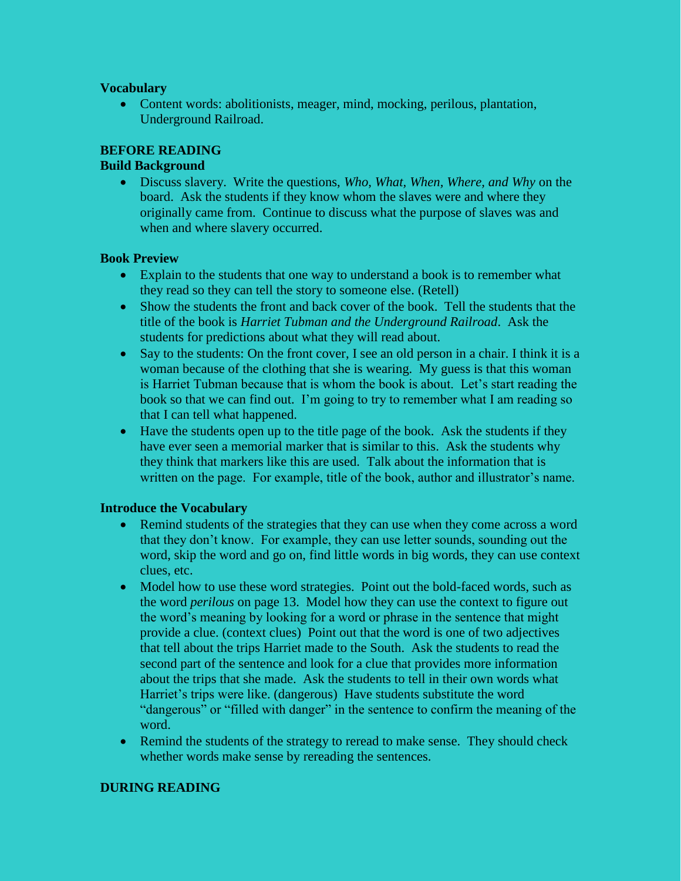**Vocabulary**

- Content words: abolitionists, meager, mind, mocking, perilous, plantation, Underground Railroad.

**BEFORE READING**

**Build Background**

- Discuss slavery. Write the questions, *Who, What, When, Where, and Why* on the board. Ask the students if they know whom the slaves were and where they originally came from. Continue to discuss what the purpose of slaves was and when and where slavery occurred.

**Book Preview**

- Explain to the students that one way to understand a book is to remember what they read so they can tell the story to someone else. (Retell)
- Show the students the front and back cover of the book. Tell the students that the title of the book is *Harriet Tubman and the Underground Railroad*. Ask the students for predictions about what they will read about.
- Say to the students: On the front cover, I see an old person in a chair. I think it is a woman because of the clothing that she is wearing. My guess is that this woman is Harriet Tubman because that is whom the book is about. Let's start reading the book so that we can find out. I'm going to try to remember what I am reading so that I can tell what happened.
- Have the students open up to the title page of the book. Ask the students if they have ever seen a memorial marker that is similar to this. Ask the students why they think that markers like this are used. Talk about the information that is written on the page. For example, title of the book, author and illustrator's name.

**Introduce the Vocabulary**

- Remind students of the strategies that they can use when they come across a word that they don't know. For example, they can use letter sounds, sounding out the word, skip the word and go on, find little words in big words, they can use context clues, etc.
- Model how to use these word strategies. Point out the bold-faced words, such as the word *perilous* on page 13. Model how they can use the context to figure out the word's meaning by looking for a word or phrase in the sentence that might provide a clue. (context clues) Point out that the word is one of two adjectives that tell about the trips Harriet made to the South. Ask the students to read the second part of the sentence and look for a clue that provides more information about the trips that she made. Ask the students to tell in their own words what Harriet's trips were like. (dangerous) Have students substitute the word "dangerous" or "filled with danger" in the sentence to confirm the meaning of the word.
- Remind the students of the strategy to reread to make sense. They should check whether words make sense by rereading the sentences.

**DURING READING**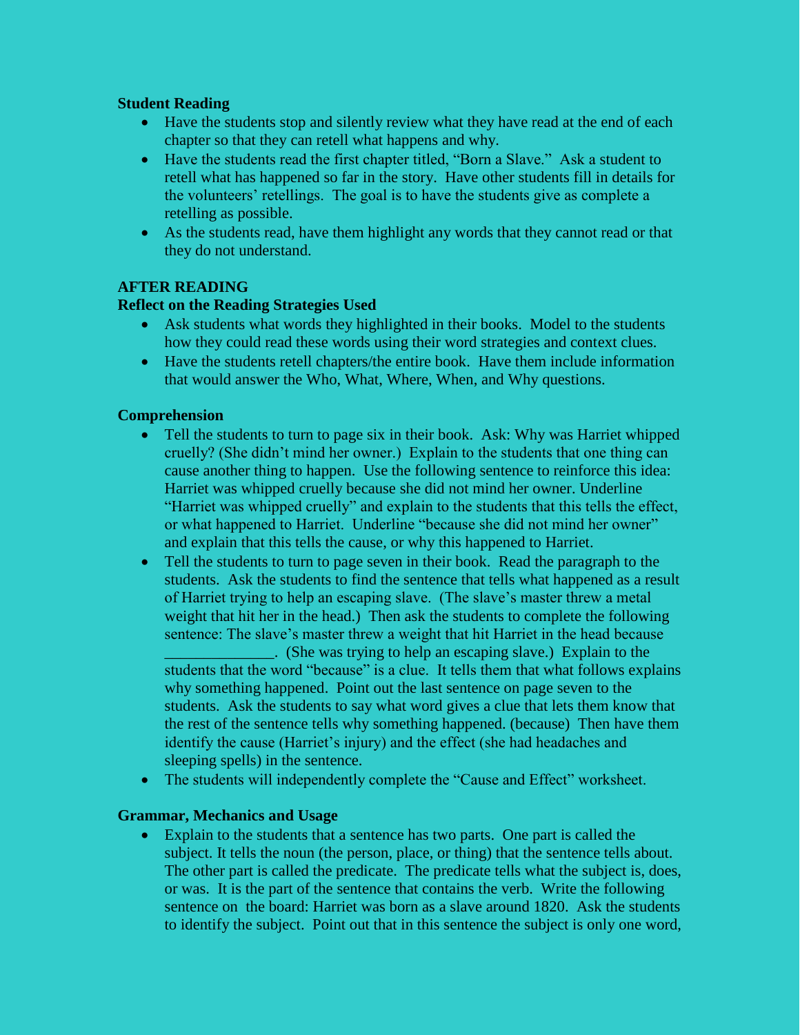**Student Reading**

- Have the students stop and silently review what they have read at the end of each chapter so that they can retell what happens and why.
- Have the students read the first chapter titled, "Born a Slave." Ask a student to retell what has happened so far in the story. Have other students fill in details for the volunteers' retellings. The goal is to have the students give as complete a retelling as possible.
- As the students read, have them highlight any words that they cannot read or that they do not understand.

**AFTER READING**

**Reflect on the Reading Strategies Used**

- Ask students what words they highlighted in their books. Model to the students how they could read these words using their word strategies and context clues.
- Have the students retell chapters/the entire book. Have them include information that would answer the Who, What, Where, When, and Why questions.

**Comprehension**

- Tell the students to turn to page six in their book. Ask: Why was Harriet whipped cruelly? (She didn't mind her owner.) Explain to the students that one thing can cause another thing to happen. Use the following sentence to reinforce this idea: Harriet was whipped cruelly because she did not mind her owner. Underline "Harriet was whipped cruelly" and explain to the students that this tells the effect, or what happened to Harriet. Underline "because she did not mind her owner" and explain that this tells the cause, or why this happened to Harriet.
- Tell the students to turn to page seven in their book. Read the paragraph to the students. Ask the students to find the sentence that tells what happened as a result of Harriet trying to help an escaping slave. (The slave's master threw a metal weight that hit her in the head.) Then ask the students to complete the following sentence: The slave's master threw a weight that hit Harriet in the head because ______________. (She was trying to help an escaping slave.) Explain to the students that the word "because" is a clue. It tells them that what follows explains why something happened. Point out the last sentence on page seven to the students. Ask the students to say what word gives a clue that lets them know that the rest of the sentence tells why something happened. (because) Then have them identify the cause (Harriet's injury) and the effect (she had headaches and sleeping spells) in the sentence.
- The students will independently complete the "Cause and Effect" worksheet.

**Grammar, Mechanics and Usage**

- Explain to the students that a sentence has two parts. One part is called the subject. It tells the noun (the person, place, or thing) that the sentence tells about. The other part is called the predicate. The predicate tells what the subject is, does, or was. It is the part of the sentence that contains the verb. Write the following sentence on the board: Harriet was born as a slave around 1820. Ask the students to identify the subject. Point out that in this sentence the subject is only one word,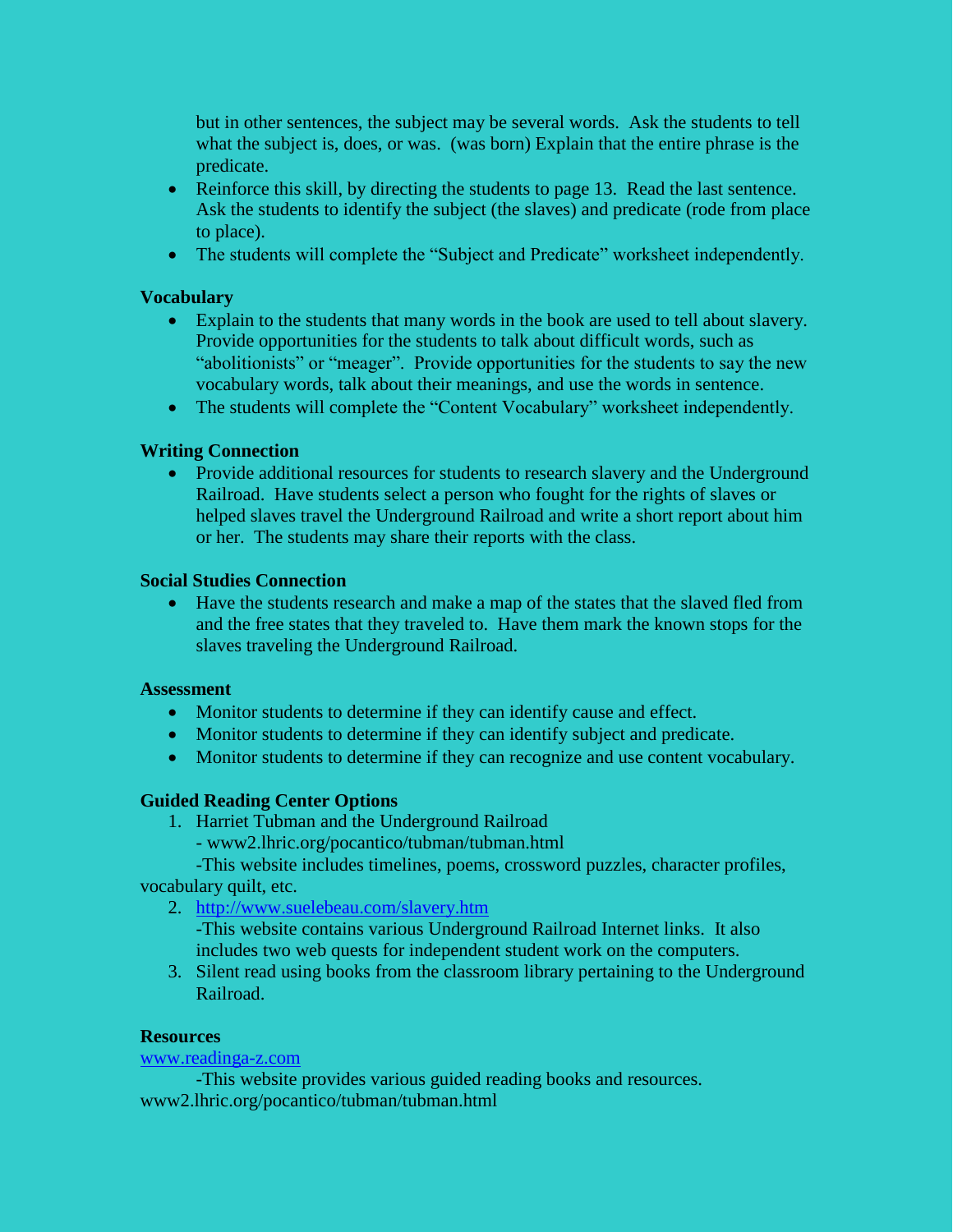but in other sentences, the subject may be several words. Ask the students to tell what the subject is, does, or was. (was born) Explain that the entire phrase is the predicate.

- Reinforce this skill, by directing the students to page 13. Read the last sentence. Ask the students to identify the subject (the slaves) and predicate (rode from place to place).
- The students will complete the "Subject and Predicate" worksheet independently.

**Vocabulary**

- Explain to the students that many words in the book are used to tell about slavery. Provide opportunities for the students to talk about difficult words, such as "abolitionists" or "meager". Provide opportunities for the students to say the new vocabulary words, talk about their meanings, and use the words in sentence.
- The students will complete the "Content Vocabulary" worksheet independently.

**Writing Connection**

- Provide additional resources for students to research slavery and the Underground Railroad. Have students select a person who fought for the rights of slaves or helped slaves travel the Underground Railroad and write a short report about him or her. The students may share their reports with the class.

**Social Studies Connection**

- Have the students research and make a map of the states that the slaved fled from and the free states that they traveled to. Have them mark the known stops for the slaves traveling the Underground Railroad.

**Assessment**

- Monitor students to determine if they can identify cause and effect.
- Monitor students to determine if they can identify subject and predicate.
- Monitor students to determine if they can recognize and use content vocabulary.

**Guided Reading Center Options**

1. Harriet Tubman and the Underground Railroad
   - www2.lhric.org/pocantico/tubman/tubman.html

   -This website includes timelines, poems, crossword puzzles, character profiles, vocabulary quilt, etc.
2. http://www.suelebeau.com/slavery.htm

   -This website contains various Underground Railroad Internet links. It also includes two web quests for independent student work on the computers.
3. Silent read using books from the classroom library pertaining to the Underground Railroad.

**Resources**

www.readinga-z.com

-This website provides various guided reading books and resources.

www2.lhric.org/pocantico/tubman/tubman.html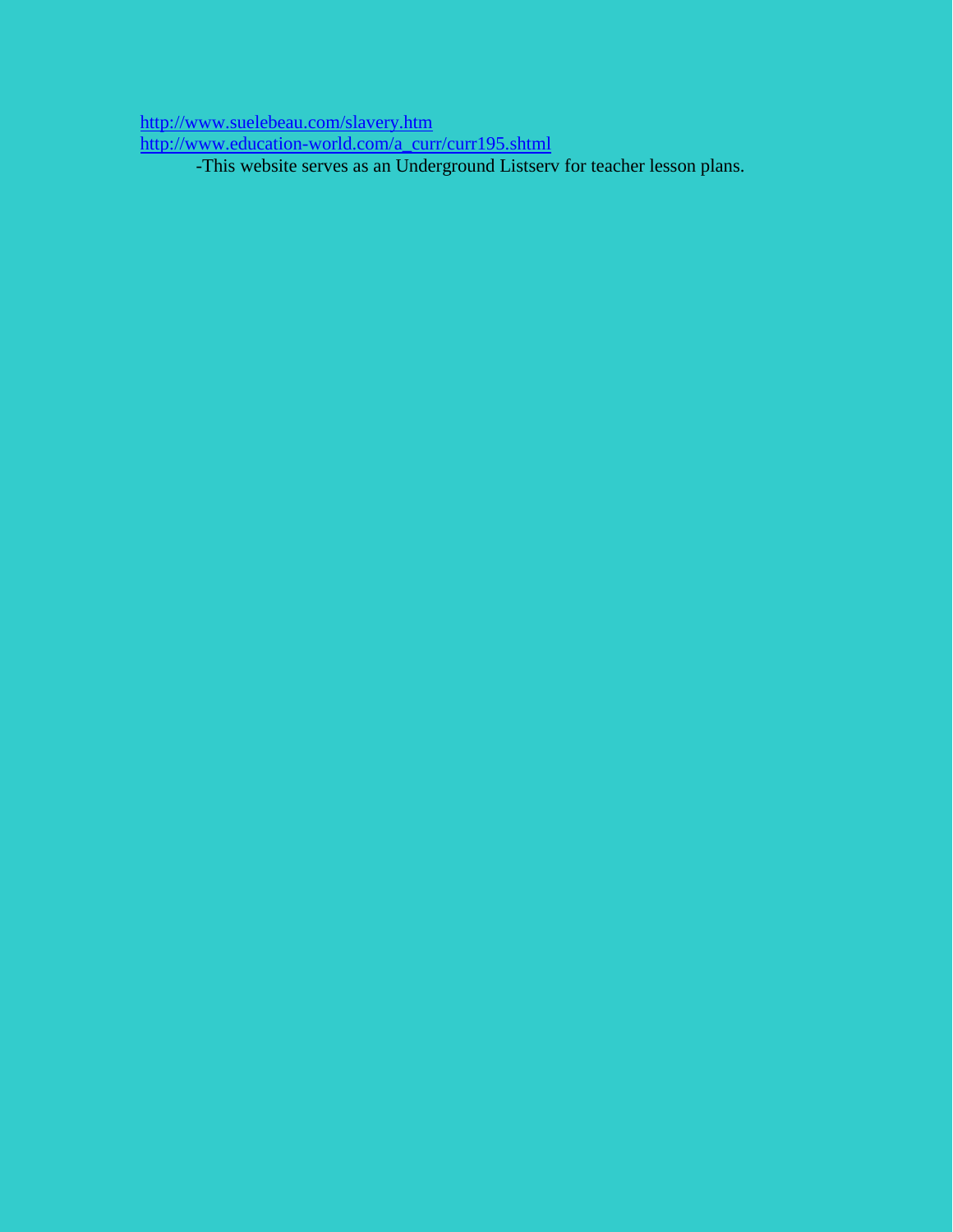http://www.suelebeau.com/slavery.htm
http://www.education-world.com/a_curr/curr195.shtml

-This website serves as an Underground Listserv for teacher lesson plans.